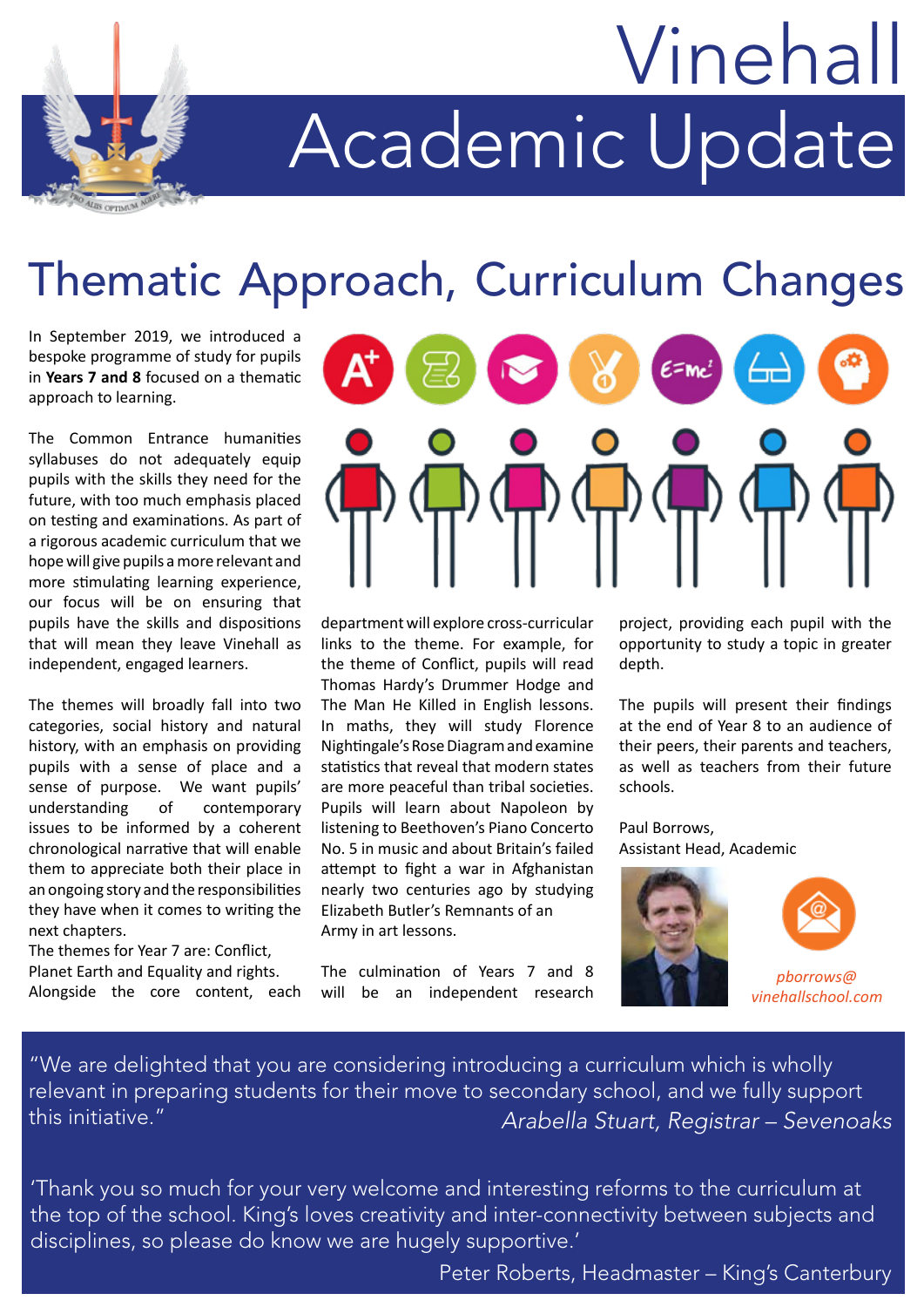# Vinehall

# Academic Update

## Thematic Approach, Curriculum Changes

In September 2019, we introduced a bespoke programme of study for pupils in **Years 7 and 8** focused on a thematic approach to learning.

The Common Entrance humanities syllabuses do not adequately equip pupils with the skills they need for the future, with too much emphasis placed on testing and examinations. As part of a rigorous academic curriculum that we hope will give pupils a more relevant and more stimulating learning experience, our focus will be on ensuring that pupils have the skills and dispositions that will mean they leave Vinehall as independent, engaged learners.

The themes will broadly fall into two categories, social history and natural history, with an emphasis on providing pupils with a sense of place and a sense of purpose. We want pupils' understanding of contemporary issues to be informed by a coherent chronological narrative that will enable them to appreciate both their place in an ongoing story and the responsibilities they have when it comes to writing the next chapters.

The themes for Year 7 are: Conflict, Planet Earth and Equality and rights. Alongside the core content, each department will explore cross-curricular links to the theme. For example, for the theme of Conflict, pupils will read Thomas Hardy's Drummer Hodge and The Man He Killed in English lessons. In maths, they will study Florence Nightingale's Rose Diagram and examine statistics that reveal that modern states are more peaceful than tribal societies. Pupils will learn about Napoleon by listening to Beethoven's Piano Concerto No. 5 in music and about Britain's failed attempt to fight a war in Afghanistan nearly two centuries ago by studying Elizabeth Butler's Remnants of an Army in art lessons.

The culmination of Years 7 and 8 will be an independent research project, providing each pupil with the opportunity to study a topic in greater depth.

The pupils will present their findings at the end of Year 8 to an audience of their peers, their parents and teachers, as well as teachers from their future schools.

Paul Borrows,
Assistant Head, Academic

*pborrows@vinehallschool.com*

"We are delighted that you are considering introducing a curriculum which is wholly relevant in preparing students for their move to secondary school, and we fully support this initiative."
*Arabella Stuart, Registrar – Sevenoaks*

'Thank you so much for your very welcome and interesting reforms to the curriculum at the top of the school. King's loves creativity and inter-connectivity between subjects and disciplines, so please do know we are hugely supportive.'
Peter Roberts, Headmaster – King's Canterbury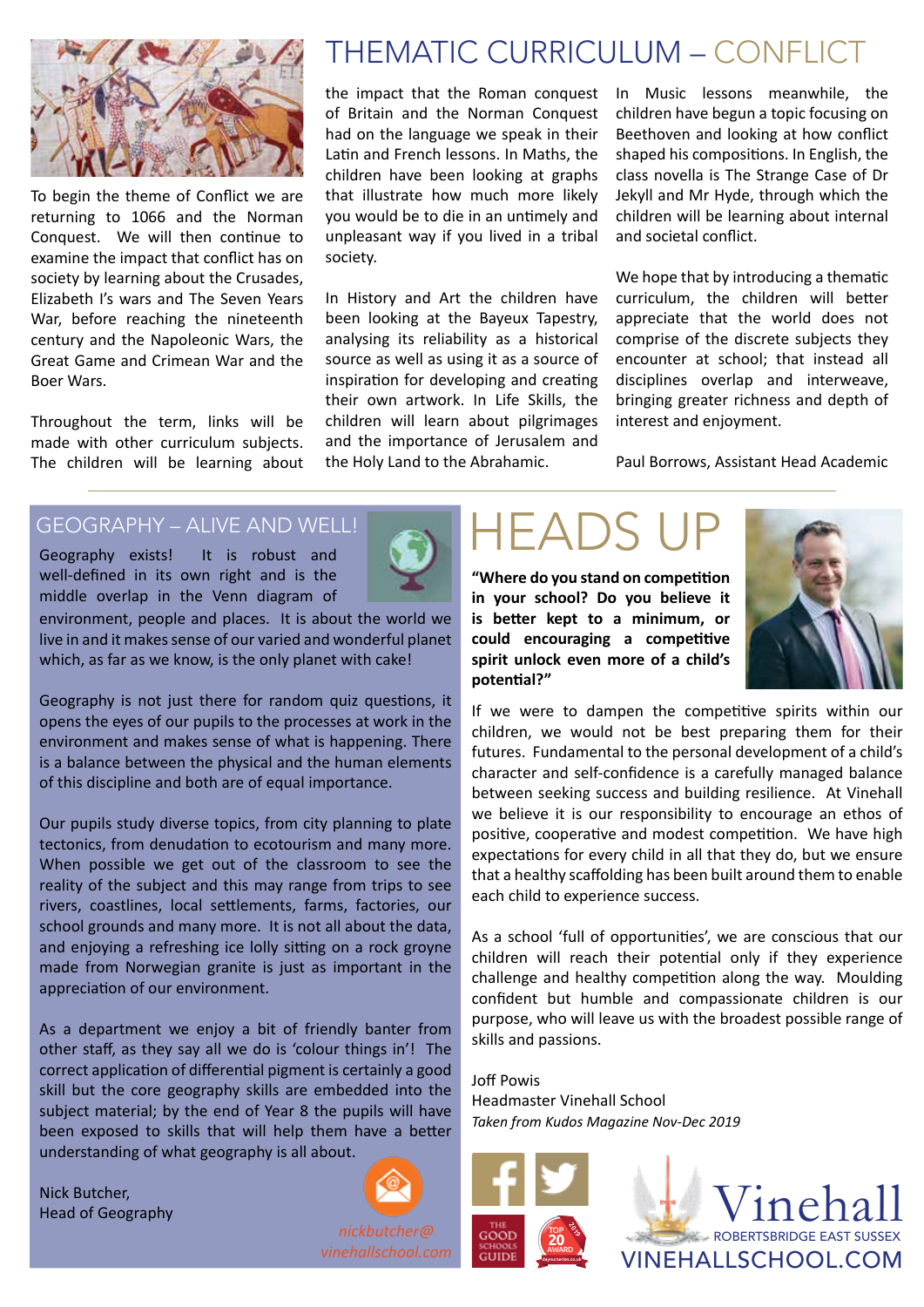# THEMATIC CURRICULUM – CONFLICT

To begin the theme of Conflict we are returning to 1066 and the Norman Conquest. We will then continue to examine the impact that conflict has on society by learning about the Crusades, Elizabeth I's wars and The Seven Years War, before reaching the nineteenth century and the Napoleonic Wars, the Great Game and Crimean War and the Boer Wars.

Throughout the term, links will be made with other curriculum subjects. The children will be learning about the impact that the Roman conquest of Britain and the Norman Conquest had on the language we speak in their Latin and French lessons. In Maths, the children have been looking at graphs that illustrate how much more likely you would be to die in an untimely and unpleasant way if you lived in a tribal society.

In History and Art the children have been looking at the Bayeux Tapestry, analysing its reliability as a historical source as well as using it as a source of inspiration for developing and creating their own artwork. In Life Skills, the children will learn about pilgrimages and the importance of Jerusalem and the Holy Land to the Abrahamic.

In Music lessons meanwhile, the children have begun a topic focusing on Beethoven and looking at how conflict shaped his compositions. In English, the class novella is The Strange Case of Dr Jekyll and Mr Hyde, through which the children will be learning about internal and societal conflict.

We hope that by introducing a thematic curriculum, the children will better appreciate that the world does not comprise of the discrete subjects they encounter at school; that instead all disciplines overlap and interweave, bringing greater richness and depth of interest and enjoyment.

Paul Borrows, Assistant Head Academic

## GEOGRAPHY – ALIVE AND WELL!

Geography exists! It is robust and well-defined in its own right and is the middle overlap in the Venn diagram of environment, people and places. It is about the world we live in and it makes sense of our varied and wonderful planet which, as far as we know, is the only planet with cake!

Geography is not just there for random quiz questions, it opens the eyes of our pupils to the processes at work in the environment and makes sense of what is happening. There is a balance between the physical and the human elements of this discipline and both are of equal importance.

Our pupils study diverse topics, from city planning to plate tectonics, from denudation to ecotourism and many more. When possible we get out of the classroom to see the reality of the subject and this may range from trips to see rivers, coastlines, local settlements, farms, factories, our school grounds and many more. It is not all about the data, and enjoying a refreshing ice lolly sitting on a rock groyne made from Norwegian granite is just as important in the appreciation of our environment.

As a department we enjoy a bit of friendly banter from other staff, as they say all we do is 'colour things in'! The correct application of differential pigment is certainly a good skill but the core geography skills are embedded into the subject material; by the end of Year 8 the pupils will have been exposed to skills that will help them have a better understanding of what geography is all about.

Nick Butcher,
Head of Geography

*nickbutcher@vinehallschool.com*

# HEADS UP

**"Where do you stand on competition in your school? Do you believe it is better kept to a minimum, or could encouraging a competitive spirit unlock even more of a child's potential?"**

If we were to dampen the competitive spirits within our children, we would not be best preparing them for their futures. Fundamental to the personal development of a child's character and self-confidence is a carefully managed balance between seeking success and building resilience. At Vinehall we believe it is our responsibility to encourage an ethos of positive, cooperative and modest competition. We have high expectations for every child in all that they do, but we ensure that a healthy scaffolding has been built around them to enable each child to experience success.

As a school 'full of opportunities', we are conscious that our children will reach their potential only if they experience challenge and healthy competition along the way. Moulding confident but humble and compassionate children is our purpose, who will leave us with the broadest possible range of skills and passions.

Joff Powis
Headmaster Vinehall School
*Taken from Kudos Magazine Nov-Dec 2019*

THE GOOD SCHOOLS GUIDE

TOP 20 AWARD 2019

Vinehall
ROBERTSBRIDGE EAST SUSSEX
VINEHALLSCHOOL.COM